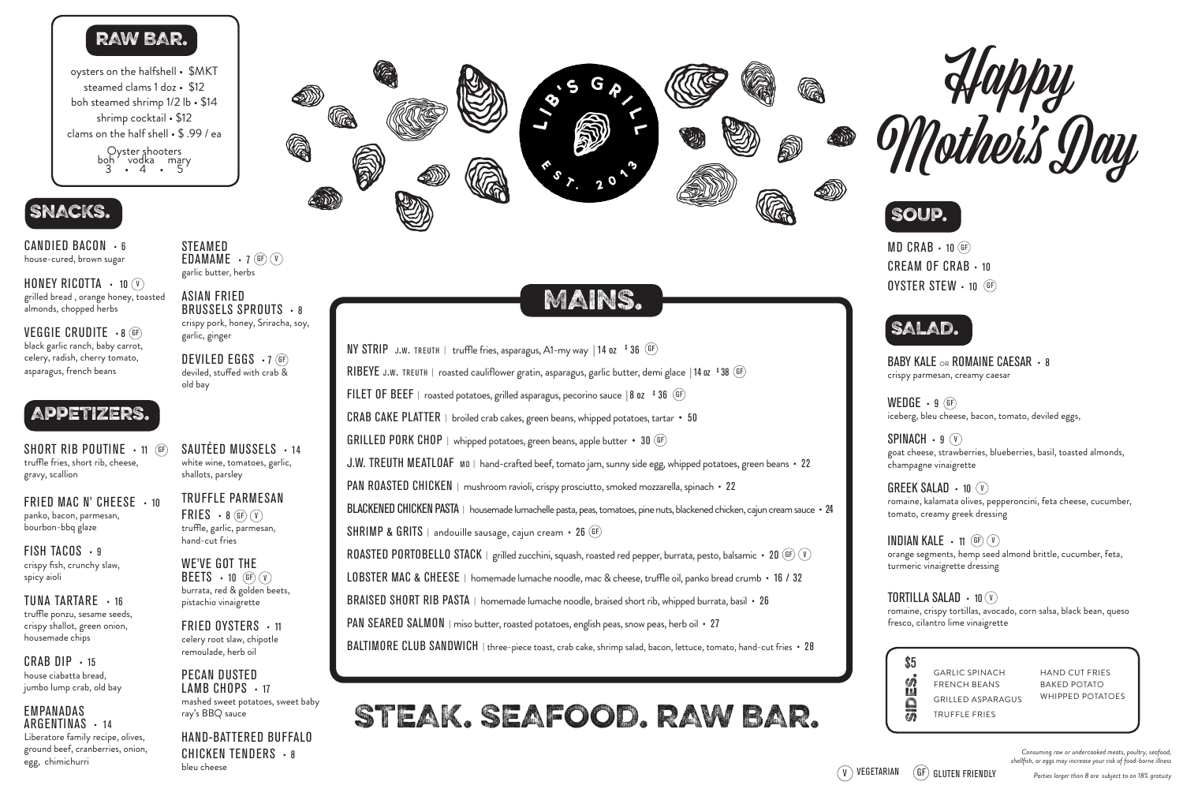# Lib's Grill

EST. 2013

# Happy Mother's Day

## RAW BAR.

- oysters on the halfshell • $MKT
- steamed clams 1 doz • $12
- boh steamed shrimp 1/2 lb • $14
- shrimp cocktail • $12
- clams on the half shell • $ .99 / ea

Oyster shooters
boh • vodka • mary
3 • 4 • 5

## SNACKS.

**CANDIED BACON** • 6
house-cured, brown sugar

**HONEY RICOTTA** • 10 (V)
grilled bread , orange honey, toasted almonds, chopped herbs

**VEGGIE CRUDITE** • 8 (GF)
black garlic ranch, baby carrot, celery, radish, cherry tomato, asparagus, french beans

**STEAMED EDAMAME** • 7 (GF) (V)
garlic butter, herbs

**ASIAN FRIED BRUSSELS SPROUTS** • 8
crispy pork, honey, Sriracha, soy, garlic, ginger

**DEVILED EGGS** • 7 (GF)
deviled, stuffed with crab & old bay

## APPETIZERS.

**SHORT RIB POUTINE** • 11 (GF)
truffle fries, short rib, cheese, gravy, scallion

**FRIED MAC N' CHEESE** • 10
panko, bacon, parmesan, bourbon-bbq glaze

**FISH TACOS** • 9
crispy fish, crunchy slaw, spicy aioli

**TUNA TARTARE** • 16
truffle ponzu, sesame seeds, crispy shallot, green onion, housemade chips

**CRAB DIP** • 15
house ciabatta bread, jumbo lump crab, old bay

**EMPANADAS ARGENTINAS** • 14
Liberatore family recipe, olives, ground beef, cranberries, onion, egg, chimichurri

**SAUTÉED MUSSELS** • 14
white wine, tomatoes, garlic, shallots, parsley

**TRUFFLE PARMESAN FRIES** • 8 (GF) (V)
truffle, garlic, parmesan, hand-cut fries

**WE'VE GOT THE BEETS** • 10 (GF) (V)
burrata, red & golden beets, pistachio vinaigrette

**FRIED OYSTERS** • 11
celery root slaw, chipotle remoulade, herb oil

**PECAN DUSTED LAMB CHOPS** • 17
mashed sweet potatoes, sweet baby ray's BBQ sauce

**HAND-BATTERED BUFFALO CHICKEN TENDERS** • 8
bleu cheese

## MAINS.

**NY STRIP** J.W. TREUTH | truffle fries, asparagus, A1-my way | 14 oz $36 (GF)

**RIBEYE** J.W. TREUTH | roasted cauliflower gratin, asparagus, garlic butter, demi glace | 14 oz $38 (GF)

**FILET OF BEEF** | roasted potatoes, grilled asparagus, pecorino sauce | 8 oz $36 (GF)

**CRAB CAKE PLATTER** | broiled crab cakes, green beans, whipped potatoes, tartar • 50

**GRILLED PORK CHOP** | whipped potatoes, green beans, apple butter • 30 (GF)

**J.W. TREUTH MEATLOAF** MD | hand-crafted beef, tomato jam, sunny side egg, whipped potatoes, green beans • 22

**PAN ROASTED CHICKEN** | mushroom ravioli, crispy prosciutto, smoked mozzarella, spinach • 22

**BLACKENED CHICKEN PASTA** | housemade lumachelle pasta, peas, tomatoes, pine nuts, blackened chicken, cajun cream sauce • 24

**SHRIMP & GRITS** | andouille sausage, cajun cream • 26 (GF)

**ROASTED PORTOBELLO STACK** | grilled zucchini, squash, roasted red pepper, burrata, pesto, balsamic • 20 (GF) (V)

**LOBSTER MAC & CHEESE** | homemade lumache noodle, mac & cheese, truffle oil, panko bread crumb • 16 / 32

**BRAISED SHORT RIB PASTA** | homemade lumache noodle, braised short rib, whipped burrata, basil • 26

**PAN SEARED SALMON** | miso butter, roasted potatoes, english peas, snow peas, herb oil • 27

**BALTIMORE CLUB SANDWICH** | three-piece toast, crab cake, shrimp salad, bacon, lettuce, tomato, hand-cut fries • 28

# STEAK. SEAFOOD. RAW BAR.

## SOUP.

**MD CRAB** • 10 (GF)

**CREAM OF CRAB** • 10

**OYSTER STEW** • 10 (GF)

## SALAD.

**BABY KALE** or **ROMAINE CAESAR** • 8
crispy parmesan, creamy caesar

**WEDGE** • 9 (GF)
iceberg, bleu cheese, bacon, tomato, deviled eggs,

**SPINACH** • 9 (V)
goat cheese, strawberries, blueberries, basil, toasted almonds, champagne vinaigrette

**GREEK SALAD** • 10 (V)
romaine, kalamata olives, pepperoncini, feta cheese, cucumber, tomato, creamy greek dressing

**INDIAN KALE** • 11 (GF) (V)
orange segments, hemp seed almond brittle, cucumber, feta, turmeric vinaigrette dressing

**TORTILLA SALAD** • 10 (V)
romaine, crispy tortillas, avocado, corn salsa, black bean, queso fresco, cilantro lime vinaigrette

## $5 SIDES.

- GARLIC SPINACH
- FRENCH BEANS
- GRILLED ASPARAGUS
- TRUFFLE FRIES
- HAND CUT FRIES
- BAKED POTATO
- WHIPPED POTATOES

(V) VEGETARIAN (GF) GLUTEN FRIENDLY

*Consuming raw or undercooked meats, poultry, seafood, shellfish, or eggs may increase your risk of food-borne illness*

*Parties larger than 8 are subject to an 18% gratuity*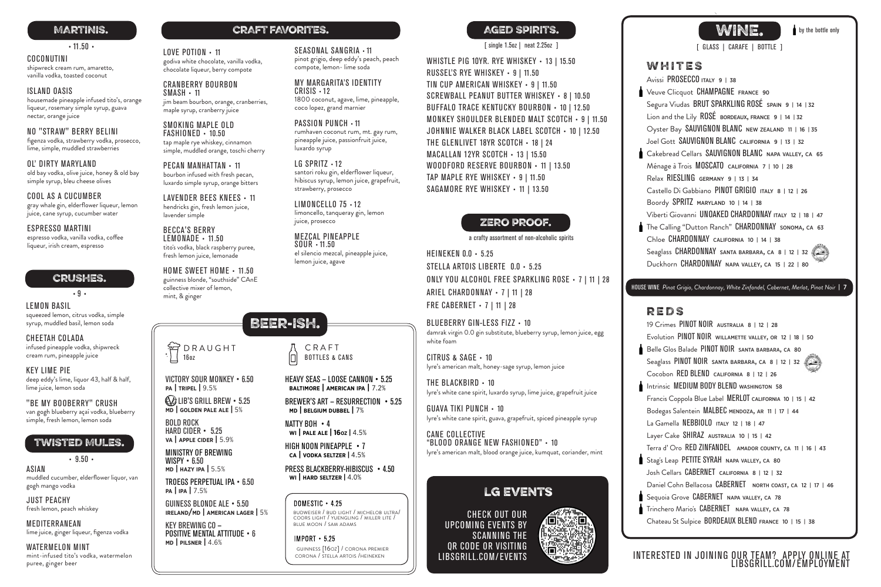## MARTINIS.

• 11.50 •

**COCONUTINI**
shipwreck cream rum, amaretto, vanilla vodka, toasted coconut

**ISLAND OASIS**
housemade pineapple infused tito's, orange liqueur, rosemary simple syrup, guava nectar, orange juice

**NO "STRAW" BERRY BELINI**
figenza vodka, strawberry vodka, prosecco, lime, simple, muddled strawberries

**OL' DIRTY MARYLAND**
old bay vodka, olive juice, honey & old bay simple syrup, bleu cheese olives

**COOL AS A CUCUMBER**
gray whale gin, elderflower liqueur, lemon juice, cane syrup, cucumber water

**ESPRESSO MARTINI**
espresso vodka, vanilla vodka, coffee liqueur, irish cream, espresso

## CRUSHES.

• 9 •

**LEMON BASIL**
squeezed lemon, citrus vodka, simple syrup, muddled basil, lemon soda

**CHEETAH COLADA**
infused pineapple vodka, shipwreck cream rum, pineapple juice

**KEY LIME PIE**
deep eddy's lime, liquor 43, half & half, lime juice, lemon soda

**"BE MY BOOBERRY" CRUSH**
van gogh blueberry açaí vodka, blueberry simple, fresh lemon, lemon soda

## TWISTED MULES.

• 9.50 •

**ASIAN**
muddled cucumber, elderflower liquor, van gogh mango vodka

**JUST PEACHY**
fresh lemon, peach whiskey

**MEDITERRANEAN**
lime juice, ginger liqueur, figenza vodka

**WATERMELON MINT**
mint-infused tito's vodka, watermelon puree, ginger beer

## CRAFT FAVORITES.

**LOVE POTION • 11**
godiva white chocolate, vanilla vodka, chocolate liqueur, berry compote

**CRANBERRY BOURBON SMASH • 11**
jim beam bourbon, orange, cranberries, maple syrup, cranberry juice

**SMOKING MAPLE OLD FASHIONED • 10.50**
tap maple rye whiskey, cinnamon simple, muddled orange, toschi cherry

**PECAN MANHATTAN • 11**
bourbon infused with fresh pecan, luxardo simple syrup, orange bitters

**LAVENDER BEES KNEES • 11**
hendricks gin, fresh lemon juice, lavender simple

**BECCA'S BERRY LEMONADE • 11.50**
tito's vodka, black raspberry puree, fresh lemon juice, lemonade

**HOME SWEET HOME • 11.50**
guinness blonde, "southside" CAnE collective mixer of lemon, mint, & ginger

**SEASONAL SANGRIA • 11**
pinot grigio, deep eddy's peach, peach compote, lemon- lime soda

**MY MARGARITA'S IDENTITY CRISIS • 12**
1800 coconut, agave, lime, pineapple, coco lopez, grand marnier

**PASSION PUNCH • 11**
rumhaven coconut rum, mt. gay rum, pineapple juice, passionfruit juice, luxardo syrup

**LG SPRITZ • 12**
santori roku gin, elderflower liqueur, hibiscus syrup, lemon juice, grapefruit, strawberry, prosecco

**LIMONCELLO 75 • 12**
limoncello, tanqueray gin, lemon juice, prosecco

**MEZCAL PINEAPPLE SOUR • 11.50**
el silencio mezcal, pineapple juice, lemon juice, agave

## BEER-ISH.

### DRAUGHT 16oz

**VICTORY SOUR MONKEY • 6.50**
PA | TRIPEL | 9.5%

**LIB'S GRILL BREW • 5.25**
MD | GOLDEN PALE ALE | 5%

**BOLD ROCK HARD CIDER • 5.25**
VA | APPLE CIDER | 5.9%

**MINISTRY OF BREWING WISPY • 6.50**
MD | HAZY IPA | 5.5%

**TROEGS PERPETUAL IPA • 6.50**
PA | IPA | 7.5%

**GUINESS BLONDE ALE • 5.50**
IRELAND/MD | AMERICAN LAGER | 5%

**KEY BREWING CO – POSITIVE MENTAL ATTITUDE • 6**
MD | PILSNER | 4.6%

### CRAFT BOTTLES & CANS

**HEAVY SEAS – LOOSE CANNON • 5.25**
BALTIMORE | AMERICAN IPA | 7.2%

**BREWER'S ART – RESURRECTION • 5.25**
MD | BELGIUM DUBBEL | 7%

**NATTY BOH • 4**
WI | PALE ALE | 16oz | 4.5%

**HIGH NOON PINEAPPLE • 7**
CA | VODKA SELTZER | 4.5%

**PRESS BLACKBERRY-HIBISCUS • 4.50**
WI | HARD SELTZER | 4.0%

**DOMESTIC • 4.25**
BUDWEISER / BUD LIGHT / MICHELOB ULTRA/ COORS LIGHT / YUENGLING / MILLER LITE / BLUE MOON / SAM ADAMS

**IMPORT • 5.25**
GUINNESS [16OZ] / CORONA PREMIER CORONA / STELLA ARTOIS /HEINEKEN

## AGED SPIRITS.

[ single 1.5oz | neat 2.25oz ]

WHISTLE PIG 10YR. RYE WHISKEY • 13 | 15.50
RUSSEL'S RYE WHISKEY • 9 | 11.50
TIN CUP AMERICAN WHISKEY • 9 | 11.50
SCREWBALL PEANUT BUTTER WHISKEY • 8 | 10.50
BUFFALO TRACE KENTUCKY BOURBON • 10 | 12.50
MONKEY SHOULDER BLENDED MALT SCOTCH • 9 | 11.50
JOHNNIE WALKER BLACK LABEL SCOTCH • 10 | 12.50
THE GLENLIVET 18YR SCOTCH • 18 | 24
MACALLAN 12YR SCOTCH • 13 | 15.50
WOODFORD RESERVE BOURBON • 11 | 13.50
TAP MAPLE RYE WHISKEY • 9 | 11.50
SAGAMORE RYE WHISKEY • 11 | 13.50

## ZERO PROOF.

a crafty assortment of non-alcoholic spirits

HEINEKEN 0.0 • 5.25
STELLA ARTOIS LIBERTE 0.0 • 5.25
ONLY YOU ALCOHOL FREE SPARKLING ROSE • 7 | 11 | 28
ARIEL CHARDONNAY • 7 | 11 | 28
FRE CABERNET • 7 | 11 | 28

**BLUEBERRY GIN-LESS FIZZ • 10**
damrak virgin 0.0 gin substitute, blueberry syrup, lemon juice, egg white foam

**CITRUS & SAGE • 10**
lyre's american malt, honey-sage syrup, lemon juice

**THE BLACKBIRD • 10**
lyre's white cane spirit, luxardo syrup, lime juice, grapefruit juice

**GUAVA TIKI PUNCH • 10**
lyre's white cane spirit, guava, grapefruit, spiced pineapple syrup

**CANE COLLECTIVE "BLOOD ORANGE NEW FASHIONED" • 10**
lyre's american malt, blood orange juice, kumquat, coriander, mint

## LG EVENTS

CHECK OUT OUR UPCOMING EVENTS BY SCANNING THE QR CODE OR VISITING LIBSGRILL.COM/EVENTS

## WINE.

[ GLASS | CARAFE | BOTTLE ]

by the bottle only

### WHITES

Avissi PROSECCO ITALY 9 | 38
Veuve Clicquot CHAMPAGNE FRANCE 90 (by the bottle only)
Segura Viudas BRUT SPARKLING ROSÉ SPAIN 9 | 14 | 32
Lion and the Lily ROSÉ BORDEAUX, FRANCE 9 | 14 | 32
Oyster Bay SAUVIGNON BLANC NEW ZEALAND 11 | 16 | 35
Joel Gott SAUVIGNON BLANC CALIFORNIA 9 | 13 | 32
Cakebread Cellars SAUVIGNON BLANC NAPA VALLEY, CA 65 (by the bottle only)
Ménage à Trois MOSCATO CALIFORNIA 7 | 10 | 28
Relax RIESLING GERMANY 9 | 13 | 34
Castello Di Gabbiano PINOT GRIGIO ITALY 8 | 12 | 26
Boordy SPRITZ MARYLAND 10 | 14 | 38
Viberti Giovanni UNOAKED CHARDONNAY ITALY 12 | 18 | 47
The Calling "Dutton Ranch" CHARDONNAY SONOMA, CA 63 (by the bottle only)
Chloe CHARDONNAY CALIFORNIA 10 | 14 | 38
Seaglass CHARDONNAY SANTA BARBARA, CA 8 | 12 | 32
Duckhorn CHARDONNAY NAPA VALLEY, CA 15 | 22 | 80

HOUSE WINE *Pinot Grigio, Chardonnay, White Zinfandel, Cabernet, Merlot, Pinot Noir* | 7

### REDS

19 Crimes PINOT NOIR AUSTRALIA 8 | 12 | 28
Evolution PINOT NOIR WILLAMETTE VALLEY, OR 12 | 18 | 50
Belle Glos Balade PINOT NOIR SANTA BARBARA, CA 80 (by the bottle only)
Seaglass PINOT NOIR SANTA BARBARA, CA 8 | 12 | 32
Cocobon RED BLEND CALIFORNIA 8 | 12 | 26
Intrinsic MEDIUM BODY BLEND WASHINGTON 58 (by the bottle only)
Francis Coppola Blue Label MERLOT CALIFORNIA 10 | 15 | 42
Bodegas Salentein MALBEC MENDOZA, AR 11 | 17 | 44
La Gamella NEBBIOLO ITALY 12 | 18 | 47
Layer Cake SHIRAZ AUSTRALIA 10 | 15 | 42
Terra d' Oro RED ZINFANDEL AMADOR COUNTY, CA 11 | 16 | 43
Stag's Leap PETITE SYRAH NAPA VALLEY, CA 80 (by the bottle only)
Josh Cellars CABERNET CALIFORNIA 8 | 12 | 32
Daniel Cohn Bellacosa CABERNET NORTH COAST, CA 12 | 17 | 46
Sequoia Grove CABERNET NAPA VALLEY, CA 78 (by the bottle only)
Trinchero Mario's CABERNET NAPA VALLEY, CA 78 (by the bottle only)
Chateau St Sulpice BORDEAUX BLEND FRANCE 10 | 15 | 38

INTERESTED IN JOINING OUR TEAM? APPLY ONLINE AT LIBSGRILL.COM/EMPLOYMENT